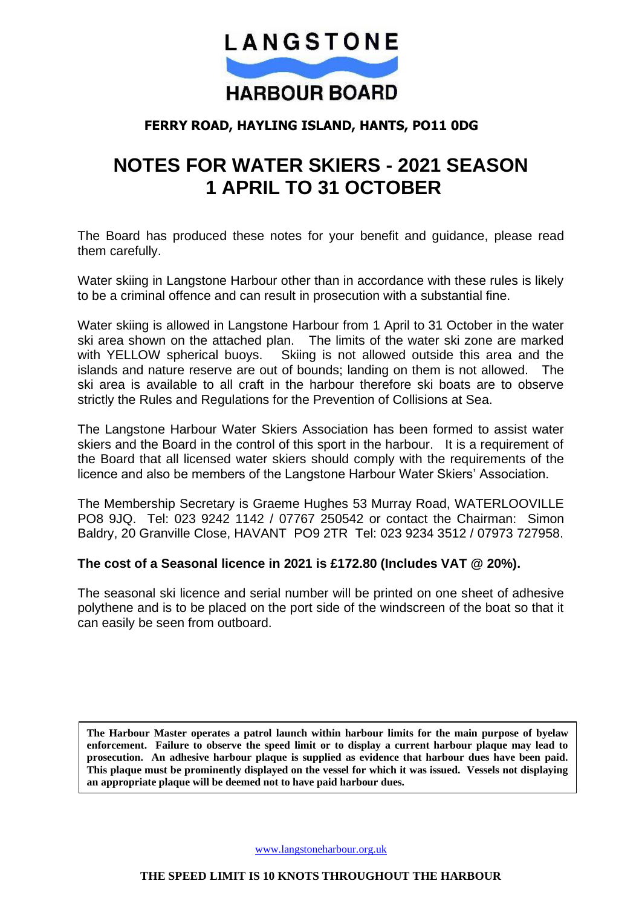# LANGSTONE HARBOUR BOARD

**FERRY ROAD, HAYLING ISLAND, HANTS, PO11 0DG**

# NOTES FOR WATER SKIERS - 2021 SEASON 1 APRIL TO 31 OCTOBER

The Board has produced these notes for your benefit and guidance, please read them carefully.

Water skiing in Langstone Harbour other than in accordance with these rules is likely to be a criminal offence and can result in prosecution with a substantial fine.

Water skiing is allowed in Langstone Harbour from 1 April to 31 October in the water ski area shown on the attached plan. The limits of the water ski zone are marked with YELLOW spherical buoys. Skiing is not allowed outside this area and the islands and nature reserve are out of bounds; landing on them is not allowed. The ski area is available to all craft in the harbour therefore ski boats are to observe strictly the Rules and Regulations for the Prevention of Collisions at Sea.

The Langstone Harbour Water Skiers Association has been formed to assist water skiers and the Board in the control of this sport in the harbour. It is a requirement of the Board that all licensed water skiers should comply with the requirements of the licence and also be members of the Langstone Harbour Water Skiers' Association.

The Membership Secretary is Graeme Hughes 53 Murray Road, WATERLOOVILLE PO8 9JQ. Tel: 023 9242 1142 / 07767 250542 or contact the Chairman: Simon Baldry, 20 Granville Close, HAVANT PO9 2TR Tel: 023 9234 3512 / 07973 727958.

**The cost of a Seasonal licence in 2021 is £172.80 (Includes VAT @ 20%).**

The seasonal ski licence and serial number will be printed on one sheet of adhesive polythene and is to be placed on the port side of the windscreen of the boat so that it can easily be seen from outboard.

**The Harbour Master operates a patrol launch within harbour limits for the main purpose of byelaw enforcement. Failure to observe the speed limit or to display a current harbour plaque may lead to prosecution. An adhesive harbour plaque is supplied as evidence that harbour dues have been paid. This plaque must be prominently displayed on the vessel for which it was issued. Vessels not displaying an appropriate plaque will be deemed not to have paid harbour dues.**

www.langstoneharbour.org.uk

**THE SPEED LIMIT IS 10 KNOTS THROUGHOUT THE HARBOUR**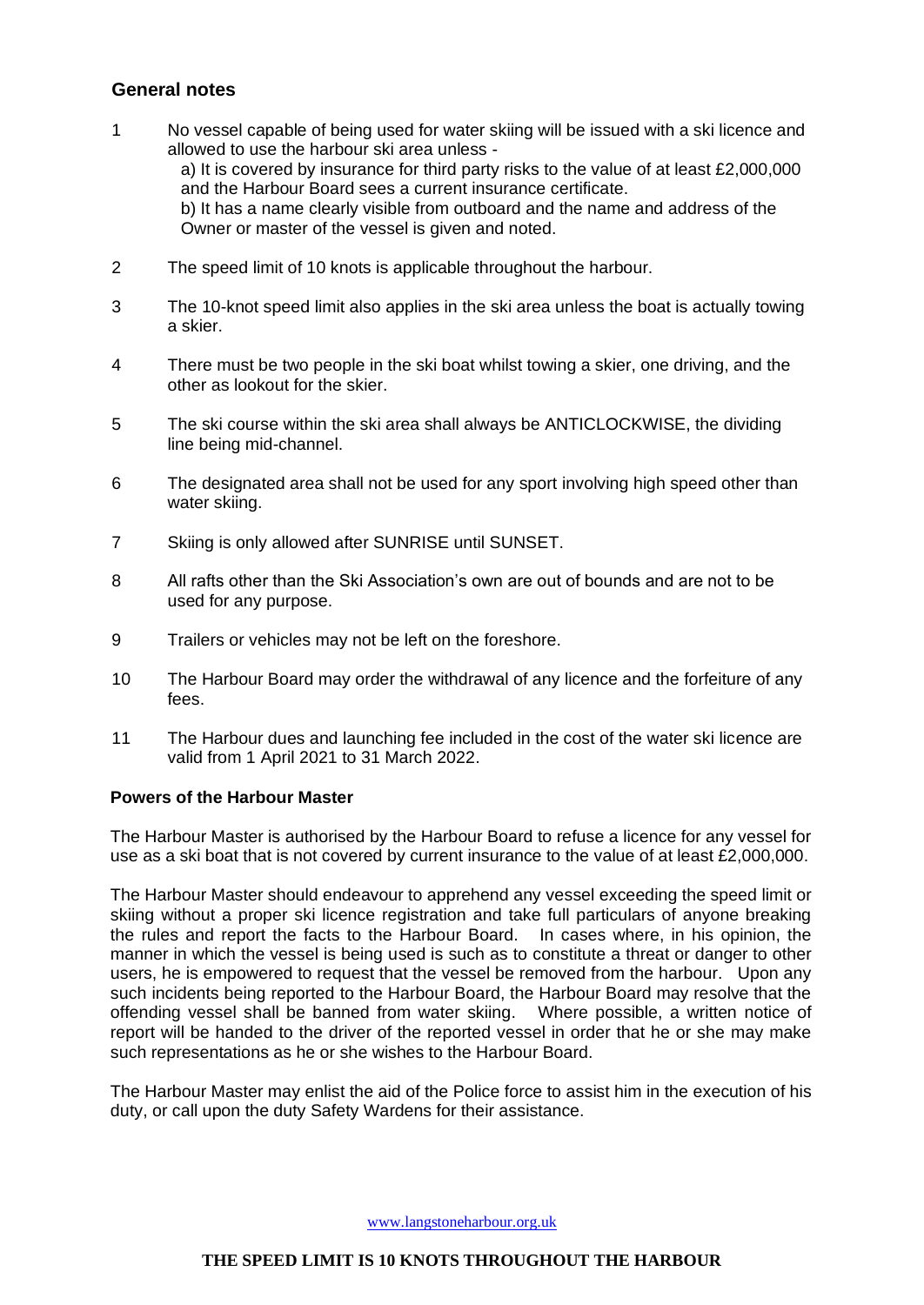## General notes

1. No vessel capable of being used for water skiing will be issued with a ski licence and allowed to use the harbour ski area unless -
   a) It is covered by insurance for third party risks to the value of at least £2,000,000 and the Harbour Board sees a current insurance certificate.
   b) It has a name clearly visible from outboard and the name and address of the Owner or master of the vessel is given and noted.

2. The speed limit of 10 knots is applicable throughout the harbour.

3. The 10-knot speed limit also applies in the ski area unless the boat is actually towing a skier.

4. There must be two people in the ski boat whilst towing a skier, one driving, and the other as lookout for the skier.

5. The ski course within the ski area shall always be ANTICLOCKWISE, the dividing line being mid-channel.

6. The designated area shall not be used for any sport involving high speed other than water skiing.

7. Skiing is only allowed after SUNRISE until SUNSET.

8. All rafts other than the Ski Association's own are out of bounds and are not to be used for any purpose.

9. Trailers or vehicles may not be left on the foreshore.

10. The Harbour Board may order the withdrawal of any licence and the forfeiture of any fees.

11. The Harbour dues and launching fee included in the cost of the water ski licence are valid from 1 April 2021 to 31 March 2022.

### Powers of the Harbour Master

The Harbour Master is authorised by the Harbour Board to refuse a licence for any vessel for use as a ski boat that is not covered by current insurance to the value of at least £2,000,000.

The Harbour Master should endeavour to apprehend any vessel exceeding the speed limit or skiing without a proper ski licence registration and take full particulars of anyone breaking the rules and report the facts to the Harbour Board. In cases where, in his opinion, the manner in which the vessel is being used is such as to constitute a threat or danger to other users, he is empowered to request that the vessel be removed from the harbour. Upon any such incidents being reported to the Harbour Board, the Harbour Board may resolve that the offending vessel shall be banned from water skiing. Where possible, a written notice of report will be handed to the driver of the reported vessel in order that he or she may make such representations as he or she wishes to the Harbour Board.

The Harbour Master may enlist the aid of the Police force to assist him in the execution of his duty, or call upon the duty Safety Wardens for their assistance.

www.langstoneharbour.org.uk

**THE SPEED LIMIT IS 10 KNOTS THROUGHOUT THE HARBOUR**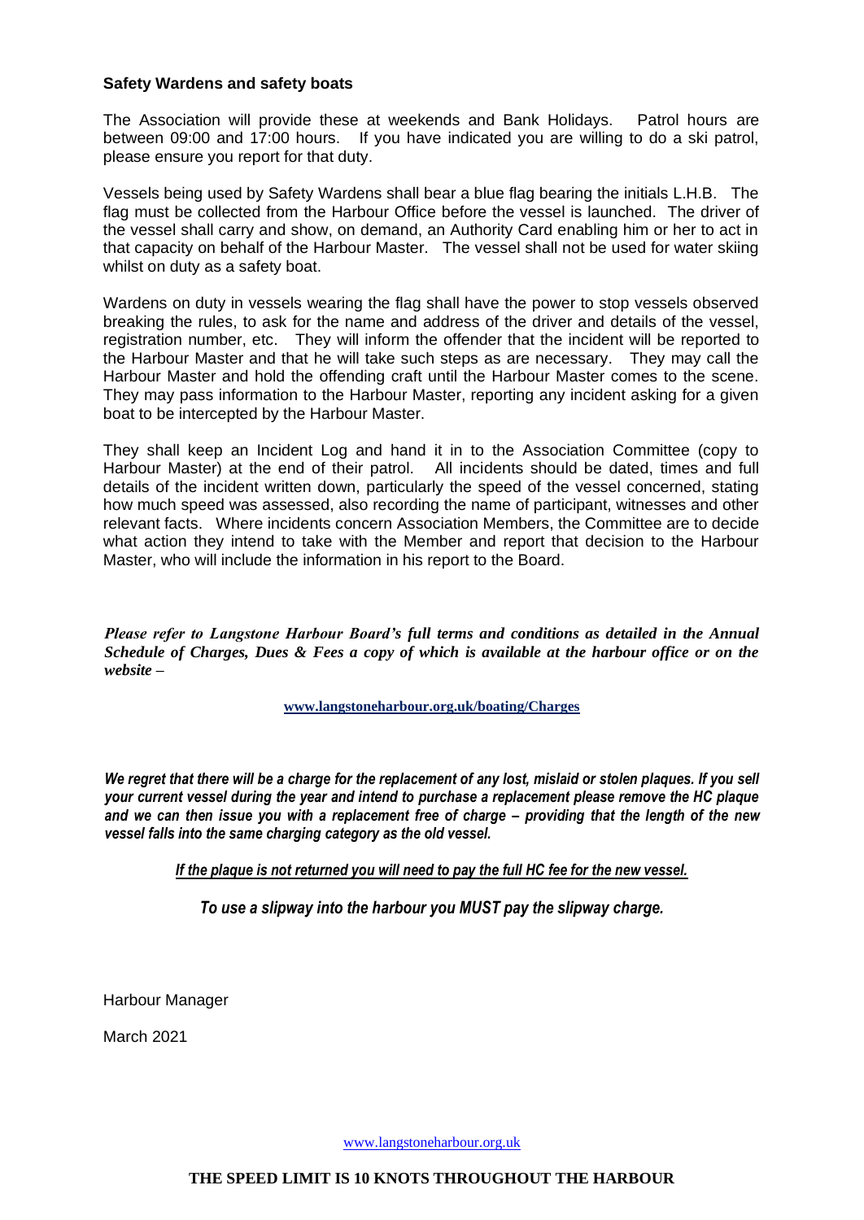**Safety Wardens and safety boats**

The Association will provide these at weekends and Bank Holidays. Patrol hours are between 09:00 and 17:00 hours. If you have indicated you are willing to do a ski patrol, please ensure you report for that duty.

Vessels being used by Safety Wardens shall bear a blue flag bearing the initials L.H.B. The flag must be collected from the Harbour Office before the vessel is launched. The driver of the vessel shall carry and show, on demand, an Authority Card enabling him or her to act in that capacity on behalf of the Harbour Master. The vessel shall not be used for water skiing whilst on duty as a safety boat.

Wardens on duty in vessels wearing the flag shall have the power to stop vessels observed breaking the rules, to ask for the name and address of the driver and details of the vessel, registration number, etc. They will inform the offender that the incident will be reported to the Harbour Master and that he will take such steps as are necessary. They may call the Harbour Master and hold the offending craft until the Harbour Master comes to the scene. They may pass information to the Harbour Master, reporting any incident asking for a given boat to be intercepted by the Harbour Master.

They shall keep an Incident Log and hand it in to the Association Committee (copy to Harbour Master) at the end of their patrol. All incidents should be dated, times and full details of the incident written down, particularly the speed of the vessel concerned, stating how much speed was assessed, also recording the name of participant, witnesses and other relevant facts. Where incidents concern Association Members, the Committee are to decide what action they intend to take with the Member and report that decision to the Harbour Master, who will include the information in his report to the Board.

***Please refer to Langstone Harbour Board's full terms and conditions as detailed in the Annual Schedule of Charges, Dues & Fees a copy of which is available at the harbour office or on the website –***

**www.langstoneharbour.org.uk/boating/Charges**

***We regret that there will be a charge for the replacement of any lost, mislaid or stolen plaques. If you sell your current vessel during the year and intend to purchase a replacement please remove the HC plaque and we can then issue you with a replacement free of charge – providing that the length of the new vessel falls into the same charging category as the old vessel.***

***If the plaque is not returned you will need to pay the full HC fee for the new vessel.***

***To use a slipway into the harbour you MUST pay the slipway charge.***

Harbour Manager

March 2021

www.langstoneharbour.org.uk

**THE SPEED LIMIT IS 10 KNOTS THROUGHOUT THE HARBOUR**